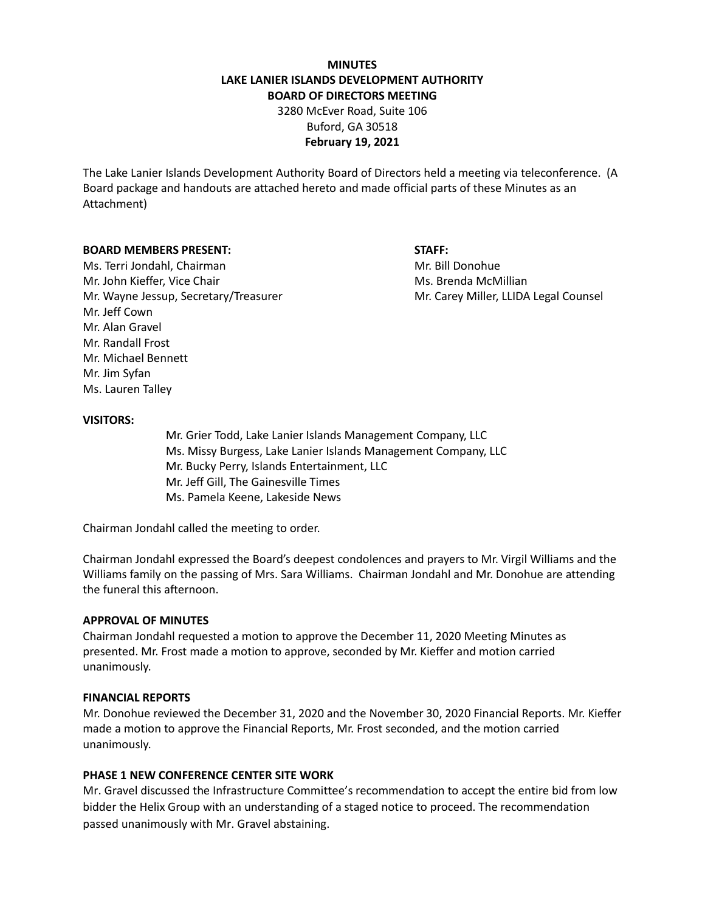**MINUTES**
**LAKE LANIER ISLANDS DEVELOPMENT AUTHORITY**
**BOARD OF DIRECTORS MEETING**
3280 McEver Road, Suite 106
Buford, GA 30518
**February 19, 2021**

The Lake Lanier Islands Development Authority Board of Directors held a meeting via teleconference. (A Board package and handouts are attached hereto and made official parts of these Minutes as an Attachment)

**BOARD MEMBERS PRESENT:**
Ms. Terri Jondahl, Chairman
Mr. John Kieffer, Vice Chair
Mr. Wayne Jessup, Secretary/Treasurer
Mr. Jeff Cown
Mr. Alan Gravel
Mr. Randall Frost
Mr. Michael Bennett
Mr. Jim Syfan
Ms. Lauren Talley

**STAFF:**
Mr. Bill Donohue
Ms. Brenda McMillian
Mr. Carey Miller, LLIDA Legal Counsel

**VISITORS:**

Mr. Grier Todd, Lake Lanier Islands Management Company, LLC
Ms. Missy Burgess, Lake Lanier Islands Management Company, LLC
Mr. Bucky Perry, Islands Entertainment, LLC
Mr. Jeff Gill, The Gainesville Times
Ms. Pamela Keene, Lakeside News

Chairman Jondahl called the meeting to order.

Chairman Jondahl expressed the Board's deepest condolences and prayers to Mr. Virgil Williams and the Williams family on the passing of Mrs. Sara Williams. Chairman Jondahl and Mr. Donohue are attending the funeral this afternoon.

**APPROVAL OF MINUTES**
Chairman Jondahl requested a motion to approve the December 11, 2020 Meeting Minutes as presented. Mr. Frost made a motion to approve, seconded by Mr. Kieffer and motion carried unanimously.

**FINANCIAL REPORTS**
Mr. Donohue reviewed the December 31, 2020 and the November 30, 2020 Financial Reports. Mr. Kieffer made a motion to approve the Financial Reports, Mr. Frost seconded, and the motion carried unanimously.

**PHASE 1 NEW CONFERENCE CENTER SITE WORK**
Mr. Gravel discussed the Infrastructure Committee's recommendation to accept the entire bid from low bidder the Helix Group with an understanding of a staged notice to proceed. The recommendation passed unanimously with Mr. Gravel abstaining.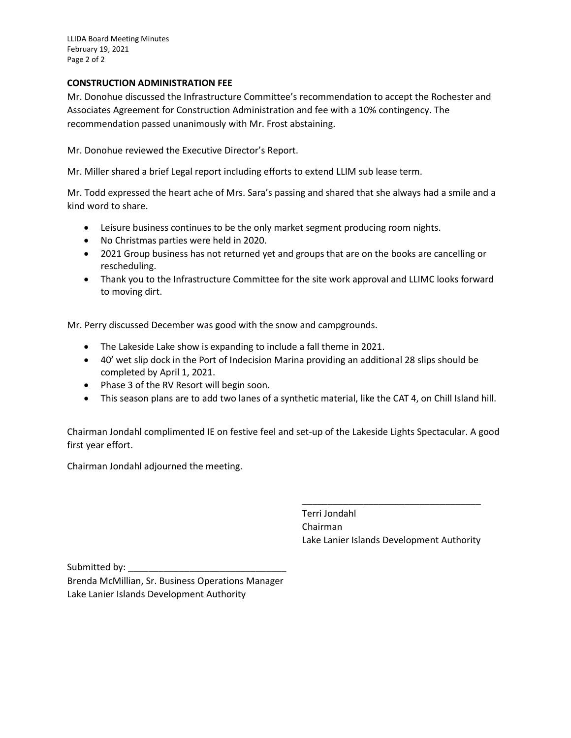**CONSTRUCTION ADMINISTRATION FEE**

Mr. Donohue discussed the Infrastructure Committee's recommendation to accept the Rochester and Associates Agreement for Construction Administration and fee with a 10% contingency. The recommendation passed unanimously with Mr. Frost abstaining.

Mr. Donohue reviewed the Executive Director's Report.

Mr. Miller shared a brief Legal report including efforts to extend LLIM sub lease term.

Mr. Todd expressed the heart ache of Mrs. Sara's passing and shared that she always had a smile and a kind word to share.

- Leisure business continues to be the only market segment producing room nights.
- No Christmas parties were held in 2020.
- 2021 Group business has not returned yet and groups that are on the books are cancelling or rescheduling.
- Thank you to the Infrastructure Committee for the site work approval and LLIMC looks forward to moving dirt.

Mr. Perry discussed December was good with the snow and campgrounds.

- The Lakeside Lake show is expanding to include a fall theme in 2021.
- 40' wet slip dock in the Port of Indecision Marina providing an additional 28 slips should be completed by April 1, 2021.
- Phase 3 of the RV Resort will begin soon.
- This season plans are to add two lanes of a synthetic material, like the CAT 4, on Chill Island hill.

Chairman Jondahl complimented IE on festive feel and set-up of the Lakeside Lights Spectacular. A good first year effort.

Chairman Jondahl adjourned the meeting.

\_\_\_\_\_\_\_\_\_\_\_\_\_\_\_\_\_\_\_\_\_\_\_\_\_\_\_\_\_\_\_\_\_\_\_\_
Terri Jondahl
Chairman
Lake Lanier Islands Development Authority

Submitted by: \_\_\_\_\_\_\_\_\_\_\_\_\_\_\_\_\_\_\_\_\_\_\_\_\_\_\_\_\_\_
Brenda McMillian, Sr. Business Operations Manager
Lake Lanier Islands Development Authority